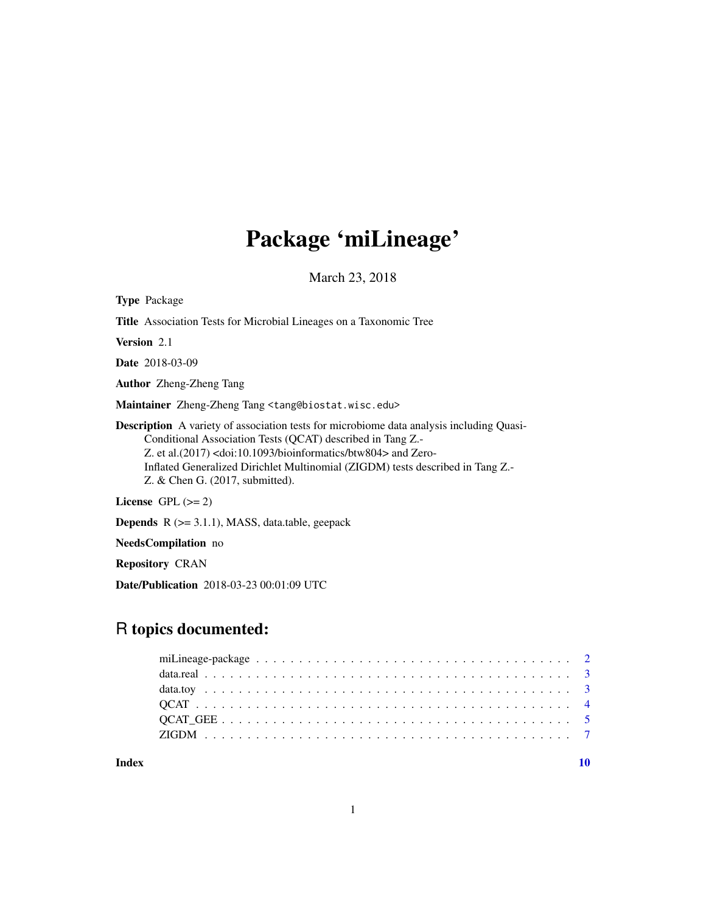# Package 'miLineage'

March 23, 2018

**Type** Package

**Title** Association Tests for Microbial Lineages on a Taxonomic Tree

**Version** 2.1

**Date** 2018-03-09

**Author** Zheng-Zheng Tang

**Maintainer** Zheng-Zheng Tang <tang@biostat.wisc.edu>

**Description** A variety of association tests for microbiome data analysis including Quasi-Conditional Association Tests (QCAT) described in Tang Z.-Z. et al.(2017) <doi:10.1093/bioinformatics/btw804> and Zero-Inflated Generalized Dirichlet Multinomial (ZIGDM) tests described in Tang Z.-Z. & Chen G. (2017, submitted).

**License** GPL (>= 2)

**Depends** R (>= 3.1.1), MASS, data.table, geepack

**NeedsCompilation** no

**Repository** CRAN

**Date/Publication** 2018-03-23 00:01:09 UTC

## R topics documented:

| | |
|---|---|
| miLineage-package | 2 |
| data.real | 3 |
| data.toy | 3 |
| QCAT | 4 |
| QCAT_GEE | 5 |
| ZIGDM | 7 |
| **Index** | **10** |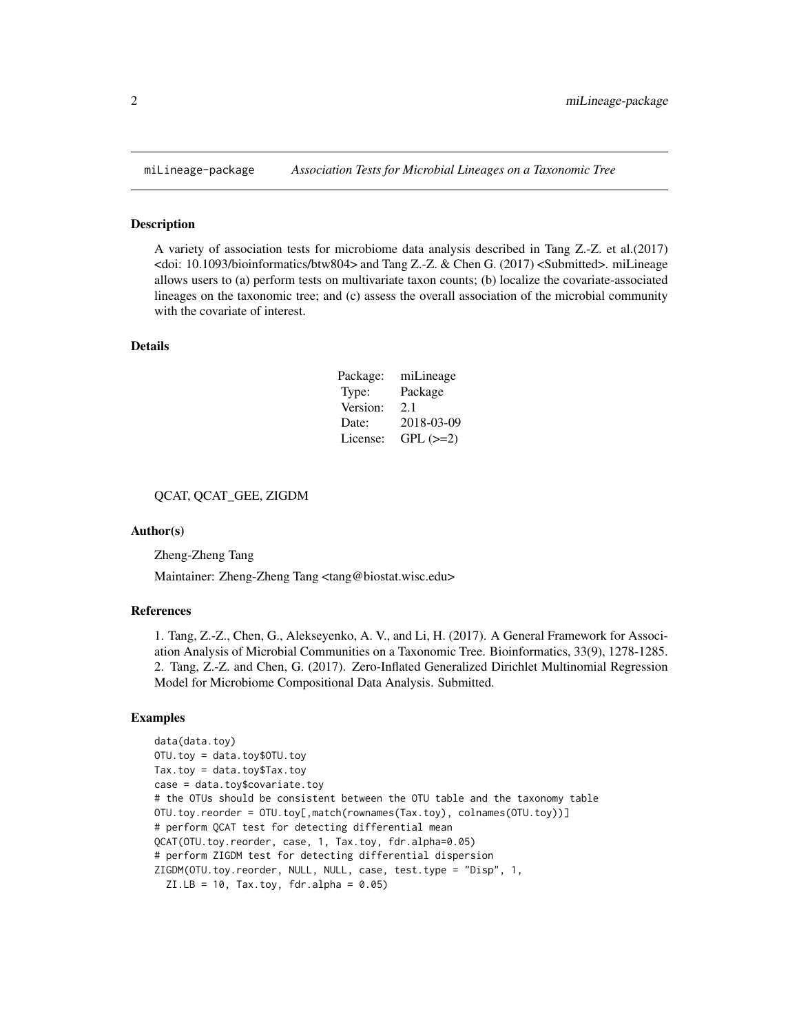## miLineage-package    *Association Tests for Microbial Lineages on a Taxonomic Tree*

### Description

A variety of association tests for microbiome data analysis described in Tang Z.-Z. et al.(2017) <doi: 10.1093/bioinformatics/btw804> and Tang Z.-Z. & Chen G. (2017) <Submitted>. miLineage allows users to (a) perform tests on multivariate taxon counts; (b) localize the covariate-associated lineages on the taxonomic tree; and (c) assess the overall association of the microbial community with the covariate of interest.

### Details

| | |
|---|---|
| Package: | miLineage |
| Type: | Package |
| Version: | 2.1 |
| Date: | 2018-03-09 |
| License: | GPL (>=2) |

QCAT, QCAT_GEE, ZIGDM

### Author(s)

Zheng-Zheng Tang

Maintainer: Zheng-Zheng Tang <tang@biostat.wisc.edu>

### References

1. Tang, Z.-Z., Chen, G., Alekseyenko, A. V., and Li, H. (2017). A General Framework for Association Analysis of Microbial Communities on a Taxonomic Tree. Bioinformatics, 33(9), 1278-1285.
2. Tang, Z.-Z. and Chen, G. (2017). Zero-Inflated Generalized Dirichlet Multinomial Regression Model for Microbiome Compositional Data Analysis. Submitted.

### Examples

```
data(data.toy)
OTU.toy = data.toy$OTU.toy
Tax.toy = data.toy$Tax.toy
case = data.toy$covariate.toy
# the OTUs should be consistent between the OTU table and the taxonomy table
OTU.toy.reorder = OTU.toy[,match(rownames(Tax.toy), colnames(OTU.toy))]
# perform QCAT test for detecting differential mean
QCAT(OTU.toy.reorder, case, 1, Tax.toy, fdr.alpha=0.05)
# perform ZIGDM test for detecting differential dispersion
ZIGDM(OTU.toy.reorder, NULL, NULL, case, test.type = "Disp", 1,
  ZI.LB = 10, Tax.toy, fdr.alpha = 0.05)
```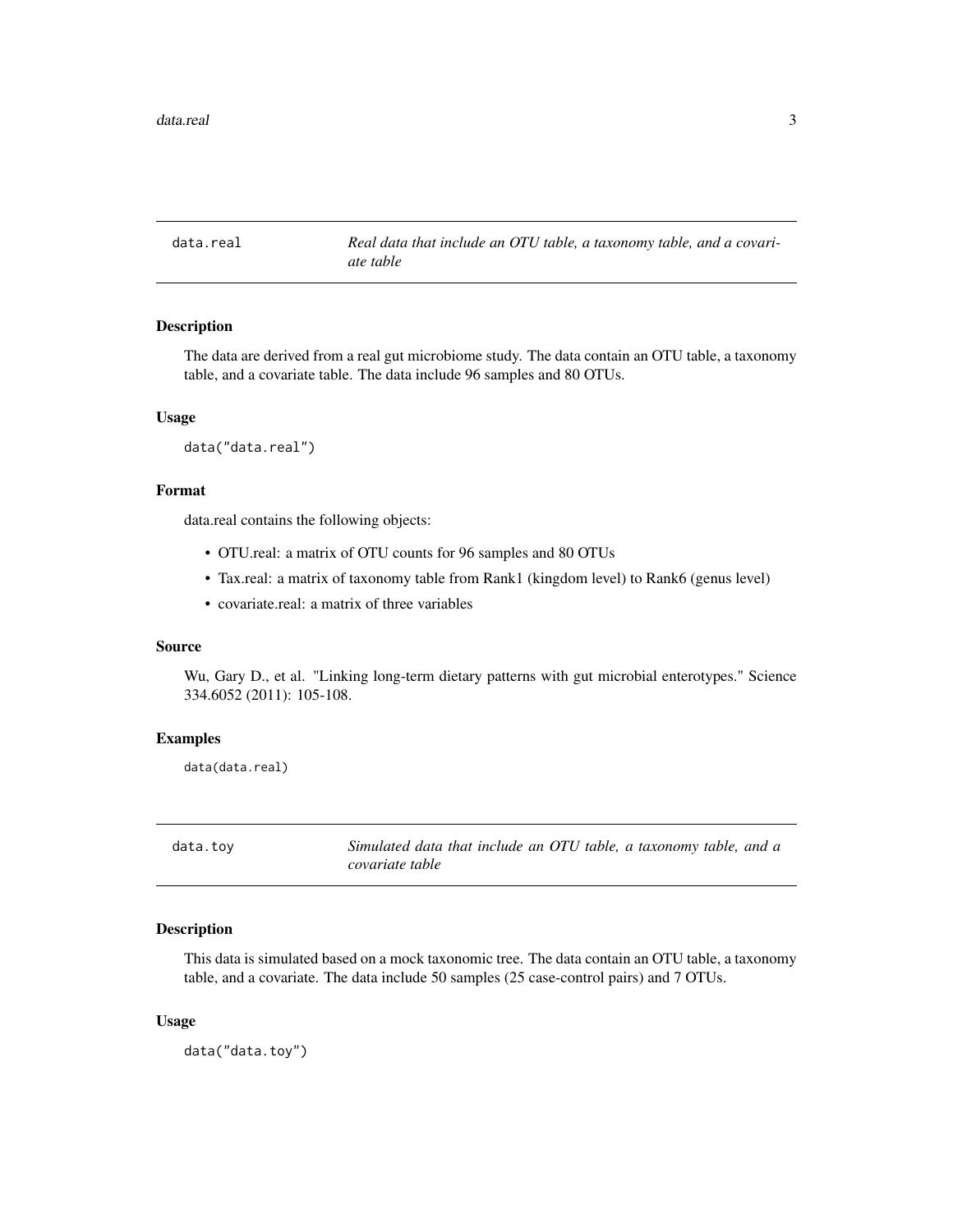## data.real — *Real data that include an OTU table, a taxonomy table, and a covariate table*

### Description

The data are derived from a real gut microbiome study. The data contain an OTU table, a taxonomy table, and a covariate table. The data include 96 samples and 80 OTUs.

### Usage

```
data("data.real")
```

### Format

data.real contains the following objects:

- OTU.real: a matrix of OTU counts for 96 samples and 80 OTUs
- Tax.real: a matrix of taxonomy table from Rank1 (kingdom level) to Rank6 (genus level)
- covariate.real: a matrix of three variables

### Source

Wu, Gary D., et al. "Linking long-term dietary patterns with gut microbial enterotypes." Science 334.6052 (2011): 105-108.

### Examples

```
data(data.real)
```

## data.toy — *Simulated data that include an OTU table, a taxonomy table, and a covariate table*

### Description

This data is simulated based on a mock taxonomic tree. The data contain an OTU table, a taxonomy table, and a covariate. The data include 50 samples (25 case-control pairs) and 7 OTUs.

### Usage

```
data("data.toy")
```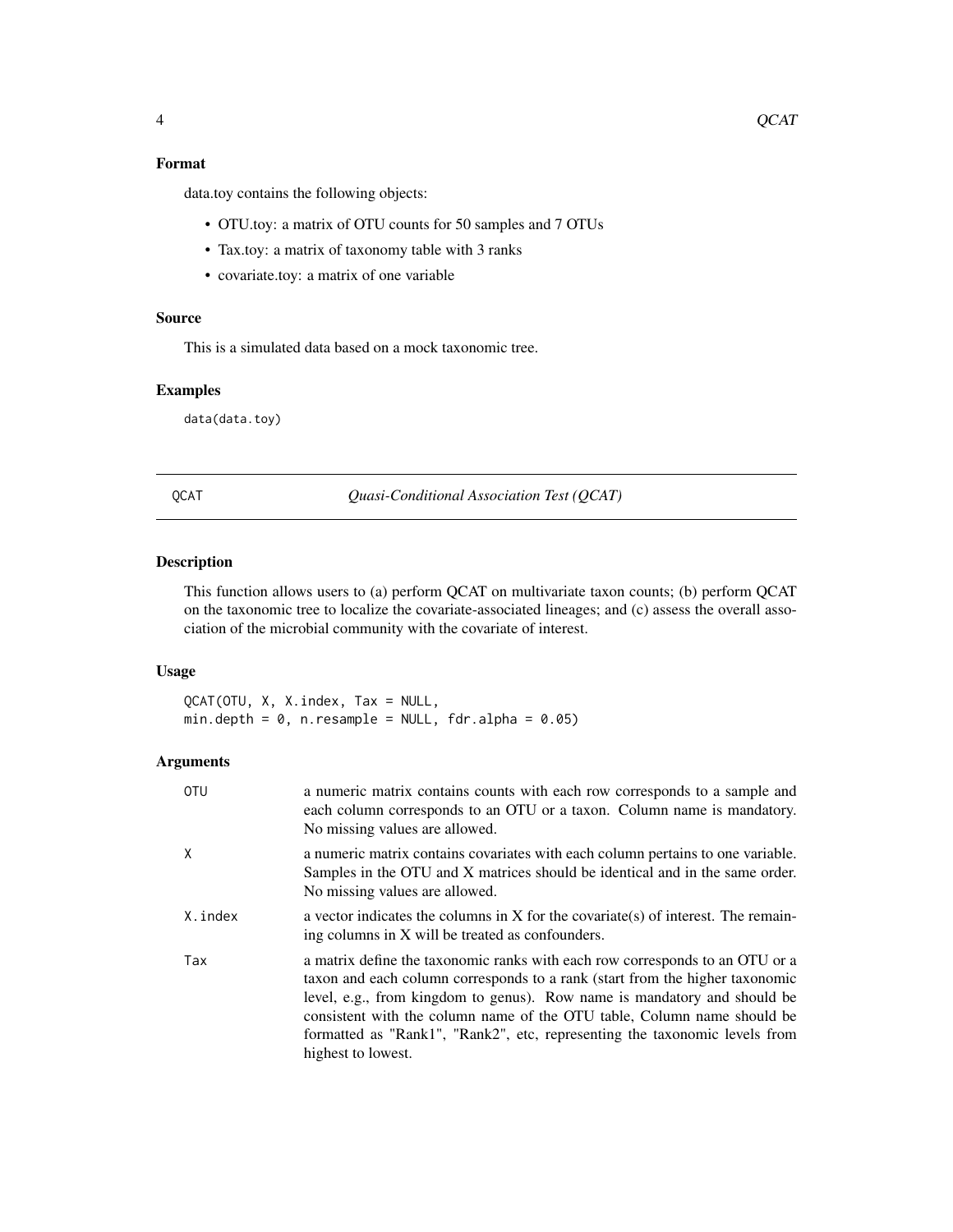### Format

data.toy contains the following objects:

- OTU.toy: a matrix of OTU counts for 50 samples and 7 OTUs
- Tax.toy: a matrix of taxonomy table with 3 ranks
- covariate.toy: a matrix of one variable

### Source

This is a simulated data based on a mock taxonomic tree.

### Examples

```
data(data.toy)
```

---

## QCAT — *Quasi-Conditional Association Test (QCAT)*

---

### Description

This function allows users to (a) perform QCAT on multivariate taxon counts; (b) perform QCAT on the taxonomic tree to localize the covariate-associated lineages; and (c) assess the overall association of the microbial community with the covariate of interest.

### Usage

```
QCAT(OTU, X, X.index, Tax = NULL,
min.depth = 0, n.resample = NULL, fdr.alpha = 0.05)
```

### Arguments

| | |
|---|---|
| OTU | a numeric matrix contains counts with each row corresponds to a sample and each column corresponds to an OTU or a taxon. Column name is mandatory. No missing values are allowed. |
| X | a numeric matrix contains covariates with each column pertains to one variable. Samples in the OTU and X matrices should be identical and in the same order. No missing values are allowed. |
| X.index | a vector indicates the columns in X for the covariate(s) of interest. The remaining columns in X will be treated as confounders. |
| Tax | a matrix define the taxonomic ranks with each row corresponds to an OTU or a taxon and each column corresponds to a rank (start from the higher taxonomic level, e.g., from kingdom to genus). Row name is mandatory and should be consistent with the column name of the OTU table, Column name should be formatted as "Rank1", "Rank2", etc, representing the taxonomic levels from highest to lowest. |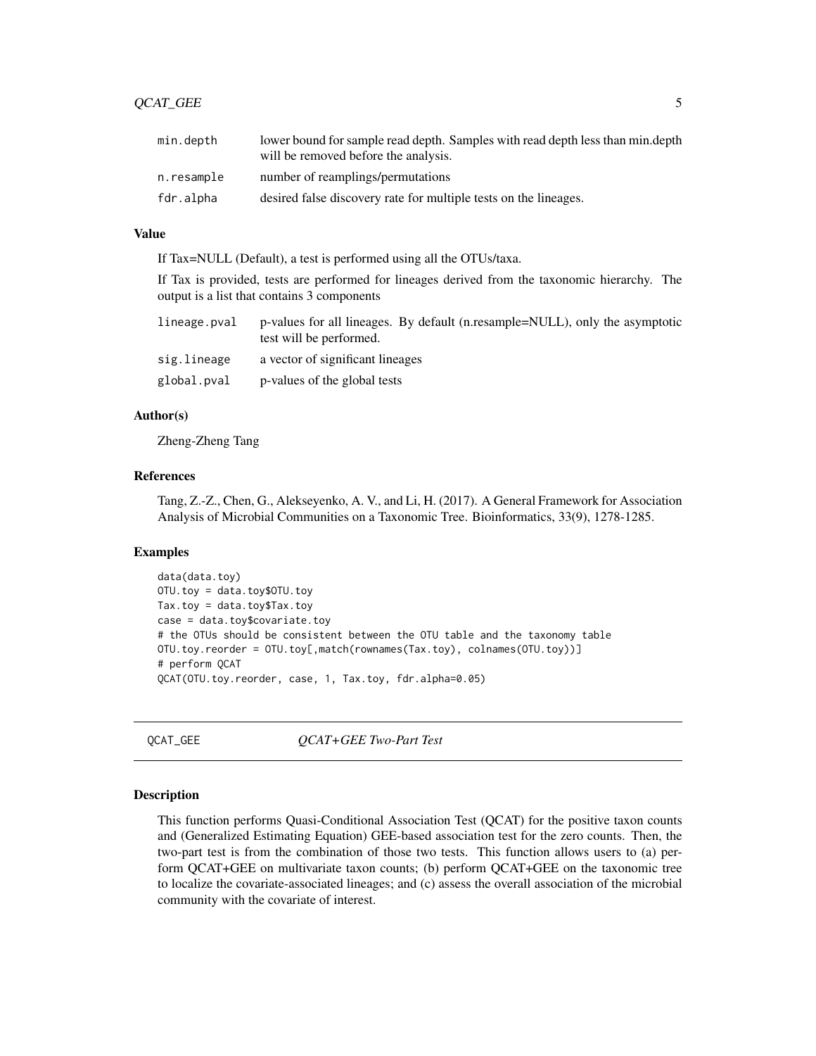| | |
|---|---|
| min.depth | lower bound for sample read depth. Samples with read depth less than min.depth will be removed before the analysis. |
| n.resample | number of reamplings/permutations |
| fdr.alpha | desired false discovery rate for multiple tests on the lineages. |

### Value

If Tax=NULL (Default), a test is performed using all the OTUs/taxa.

If Tax is provided, tests are performed for lineages derived from the taxonomic hierarchy. The output is a list that contains 3 components

| | |
|---|---|
| lineage.pval | p-values for all lineages. By default (n.resample=NULL), only the asymptotic test will be performed. |
| sig.lineage | a vector of significant lineages |
| global.pval | p-values of the global tests |

### Author(s)

Zheng-Zheng Tang

### References

Tang, Z.-Z., Chen, G., Alekseyenko, A. V., and Li, H. (2017). A General Framework for Association Analysis of Microbial Communities on a Taxonomic Tree. Bioinformatics, 33(9), 1278-1285.

### Examples

```
data(data.toy)
OTU.toy = data.toy$OTU.toy
Tax.toy = data.toy$Tax.toy
case = data.toy$covariate.toy
# the OTUs should be consistent between the OTU table and the taxonomy table
OTU.toy.reorder = OTU.toy[,match(rownames(Tax.toy), colnames(OTU.toy))]
# perform QCAT
QCAT(OTU.toy.reorder, case, 1, Tax.toy, fdr.alpha=0.05)
```

## QCAT_GEE *QCAT+GEE Two-Part Test*

### Description

This function performs Quasi-Conditional Association Test (QCAT) for the positive taxon counts and (Generalized Estimating Equation) GEE-based association test for the zero counts. Then, the two-part test is from the combination of those two tests. This function allows users to (a) perform QCAT+GEE on multivariate taxon counts; (b) perform QCAT+GEE on the taxonomic tree to localize the covariate-associated lineages; and (c) assess the overall association of the microbial community with the covariate of interest.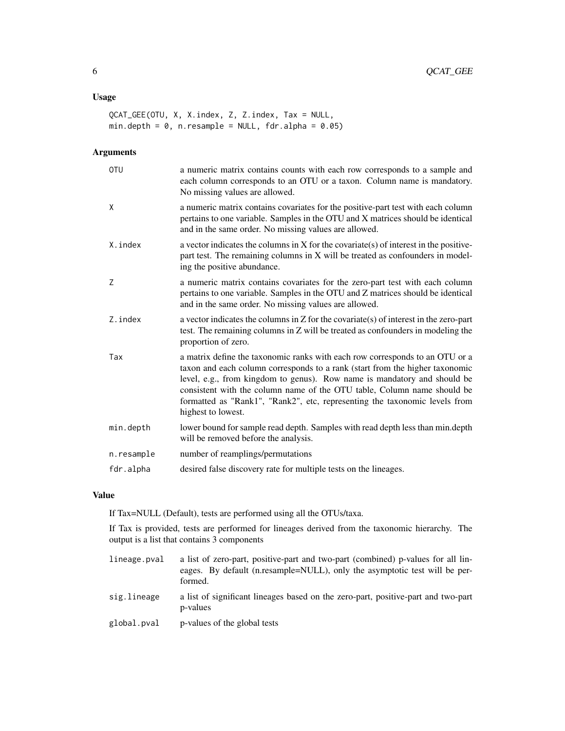## Usage

```
QCAT_GEE(OTU, X, X.index, Z, Z.index, Tax = NULL,
min.depth = 0, n.resample = NULL, fdr.alpha = 0.05)
```

## Arguments

| | |
|---|---|
| `OTU` | a numeric matrix contains counts with each row corresponds to a sample and each column corresponds to an OTU or a taxon. Column name is mandatory. No missing values are allowed. |
| `X` | a numeric matrix contains covariates for the positive-part test with each column pertains to one variable. Samples in the OTU and X matrices should be identical and in the same order. No missing values are allowed. |
| `X.index` | a vector indicates the columns in X for the covariate(s) of interest in the positive-part test. The remaining columns in X will be treated as confounders in modeling the positive abundance. |
| `Z` | a numeric matrix contains covariates for the zero-part test with each column pertains to one variable. Samples in the OTU and Z matrices should be identical and in the same order. No missing values are allowed. |
| `Z.index` | a vector indicates the columns in Z for the covariate(s) of interest in the zero-part test. The remaining columns in Z will be treated as confounders in modeling the proportion of zero. |
| `Tax` | a matrix define the taxonomic ranks with each row corresponds to an OTU or a taxon and each column corresponds to a rank (start from the higher taxonomic level, e.g., from kingdom to genus). Row name is mandatory and should be consistent with the column name of the OTU table, Column name should be formatted as "Rank1", "Rank2", etc, representing the taxonomic levels from highest to lowest. |
| `min.depth` | lower bound for sample read depth. Samples with read depth less than min.depth will be removed before the analysis. |
| `n.resample` | number of reamplings/permutations |
| `fdr.alpha` | desired false discovery rate for multiple tests on the lineages. |

## Value

If Tax=NULL (Default), tests are performed using all the OTUs/taxa.

If Tax is provided, tests are performed for lineages derived from the taxonomic hierarchy. The output is a list that contains 3 components

| | |
|---|---|
| `lineage.pval` | a list of zero-part, positive-part and two-part (combined) p-values for all lineages. By default (n.resample=NULL), only the asymptotic test will be performed. |
| `sig.lineage` | a list of significant lineages based on the zero-part, positive-part and two-part p-values |
| `global.pval` | p-values of the global tests |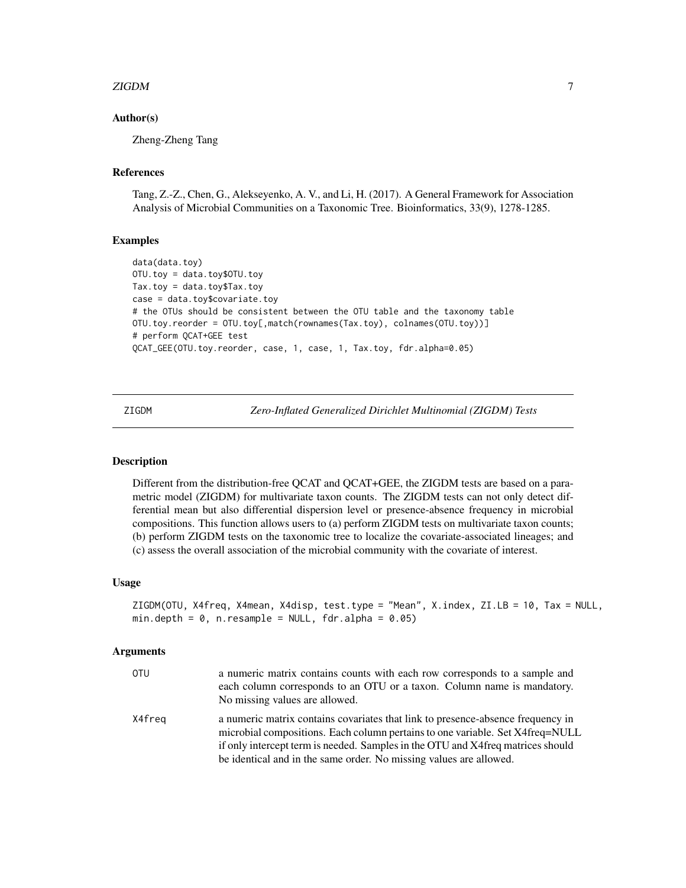### Author(s)

Zheng-Zheng Tang

### References

Tang, Z.-Z., Chen, G., Alekseyenko, A. V., and Li, H. (2017). A General Framework for Association Analysis of Microbial Communities on a Taxonomic Tree. Bioinformatics, 33(9), 1278-1285.

### Examples

```
data(data.toy)
OTU.toy = data.toy$OTU.toy
Tax.toy = data.toy$Tax.toy
case = data.toy$covariate.toy
# the OTUs should be consistent between the OTU table and the taxonomy table
OTU.toy.reorder = OTU.toy[,match(rownames(Tax.toy), colnames(OTU.toy))]
# perform QCAT+GEE test
QCAT_GEE(OTU.toy.reorder, case, 1, case, 1, Tax.toy, fdr.alpha=0.05)
```

---

## ZIGDM — *Zero-Inflated Generalized Dirichlet Multinomial (ZIGDM) Tests*

### Description

Different from the distribution-free QCAT and QCAT+GEE, the ZIGDM tests are based on a parametric model (ZIGDM) for multivariate taxon counts. The ZIGDM tests can not only detect differential mean but also differential dispersion level or presence-absence frequency in microbial compositions. This function allows users to (a) perform ZIGDM tests on multivariate taxon counts; (b) perform ZIGDM tests on the taxonomic tree to localize the covariate-associated lineages; and (c) assess the overall association of the microbial community with the covariate of interest.

### Usage

```
ZIGDM(OTU, X4freq, X4mean, X4disp, test.type = "Mean", X.index, ZI.LB = 10, Tax = NULL,
min.depth = 0, n.resample = NULL, fdr.alpha = 0.05)
```

### Arguments

| | |
|---|---|
| OTU | a numeric matrix contains counts with each row corresponds to a sample and each column corresponds to an OTU or a taxon. Column name is mandatory. No missing values are allowed. |
| X4freq | a numeric matrix contains covariates that link to presence-absence frequency in microbial compositions. Each column pertains to one variable. Set X4freq=NULL if only intercept term is needed. Samples in the OTU and X4freq matrices should be identical and in the same order. No missing values are allowed. |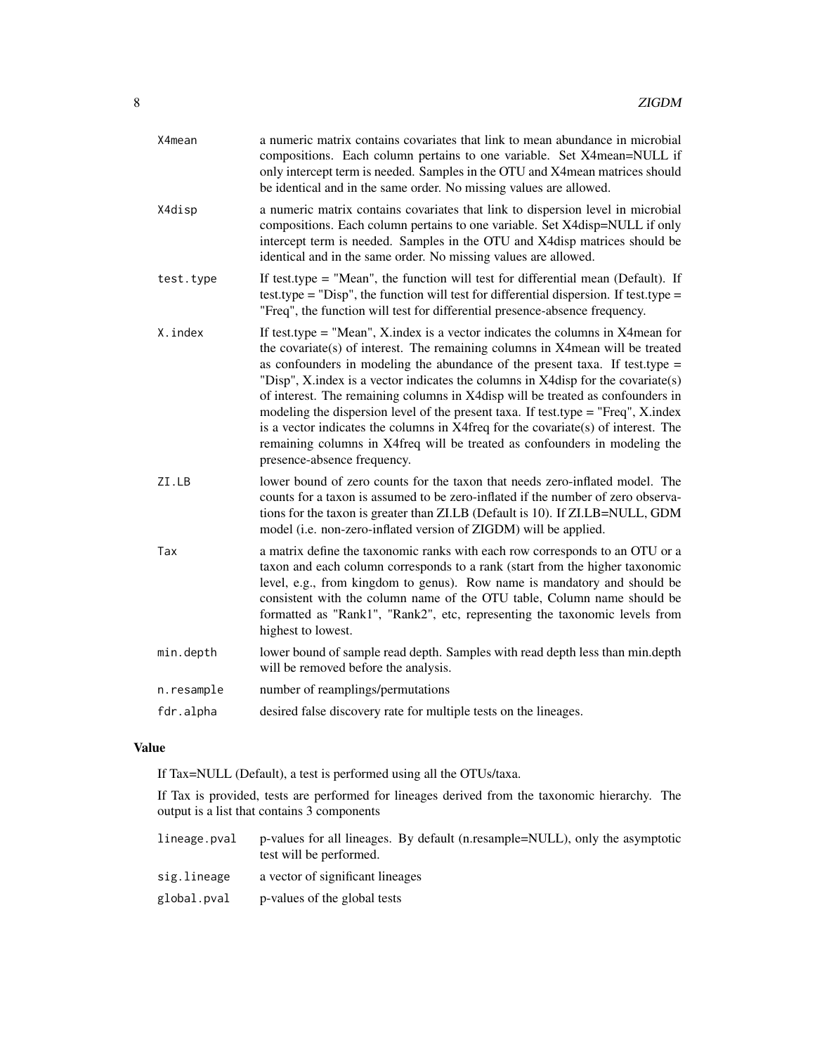| | |
|---|---|
| X4mean | a numeric matrix contains covariates that link to mean abundance in microbial compositions. Each column pertains to one variable. Set X4mean=NULL if only intercept term is needed. Samples in the OTU and X4mean matrices should be identical and in the same order. No missing values are allowed. |
| X4disp | a numeric matrix contains covariates that link to dispersion level in microbial compositions. Each column pertains to one variable. Set X4disp=NULL if only intercept term is needed. Samples in the OTU and X4disp matrices should be identical and in the same order. No missing values are allowed. |
| test.type | If test.type = "Mean", the function will test for differential mean (Default). If test.type = "Disp", the function will test for differential dispersion. If test.type = "Freq", the function will test for differential presence-absence frequency. |
| X.index | If test.type = "Mean", X.index is a vector indicates the columns in X4mean for the covariate(s) of interest. The remaining columns in X4mean will be treated as confounders in modeling the abundance of the present taxa. If test.type = "Disp", X.index is a vector indicates the columns in X4disp for the covariate(s) of interest. The remaining columns in X4disp will be treated as confounders in modeling the dispersion level of the present taxa. If test.type = "Freq", X.index is a vector indicates the columns in X4freq for the covariate(s) of interest. The remaining columns in X4freq will be treated as confounders in modeling the presence-absence frequency. |
| ZI.LB | lower bound of zero counts for the taxon that needs zero-inflated model. The counts for a taxon is assumed to be zero-inflated if the number of zero observations for the taxon is greater than ZI.LB (Default is 10). If ZI.LB=NULL, GDM model (i.e. non-zero-inflated version of ZIGDM) will be applied. |
| Tax | a matrix define the taxonomic ranks with each row corresponds to an OTU or a taxon and each column corresponds to a rank (start from the higher taxonomic level, e.g., from kingdom to genus). Row name is mandatory and should be consistent with the column name of the OTU table, Column name should be formatted as "Rank1", "Rank2", etc, representing the taxonomic levels from highest to lowest. |
| min.depth | lower bound of sample read depth. Samples with read depth less than min.depth will be removed before the analysis. |
| n.resample | number of reamplings/permutations |
| fdr.alpha | desired false discovery rate for multiple tests on the lineages. |

## Value

If Tax=NULL (Default), a test is performed using all the OTUs/taxa.

If Tax is provided, tests are performed for lineages derived from the taxonomic hierarchy. The output is a list that contains 3 components

| | |
|---|---|
| lineage.pval | p-values for all lineages. By default (n.resample=NULL), only the asymptotic test will be performed. |
| sig.lineage | a vector of significant lineages |
| global.pval | p-values of the global tests |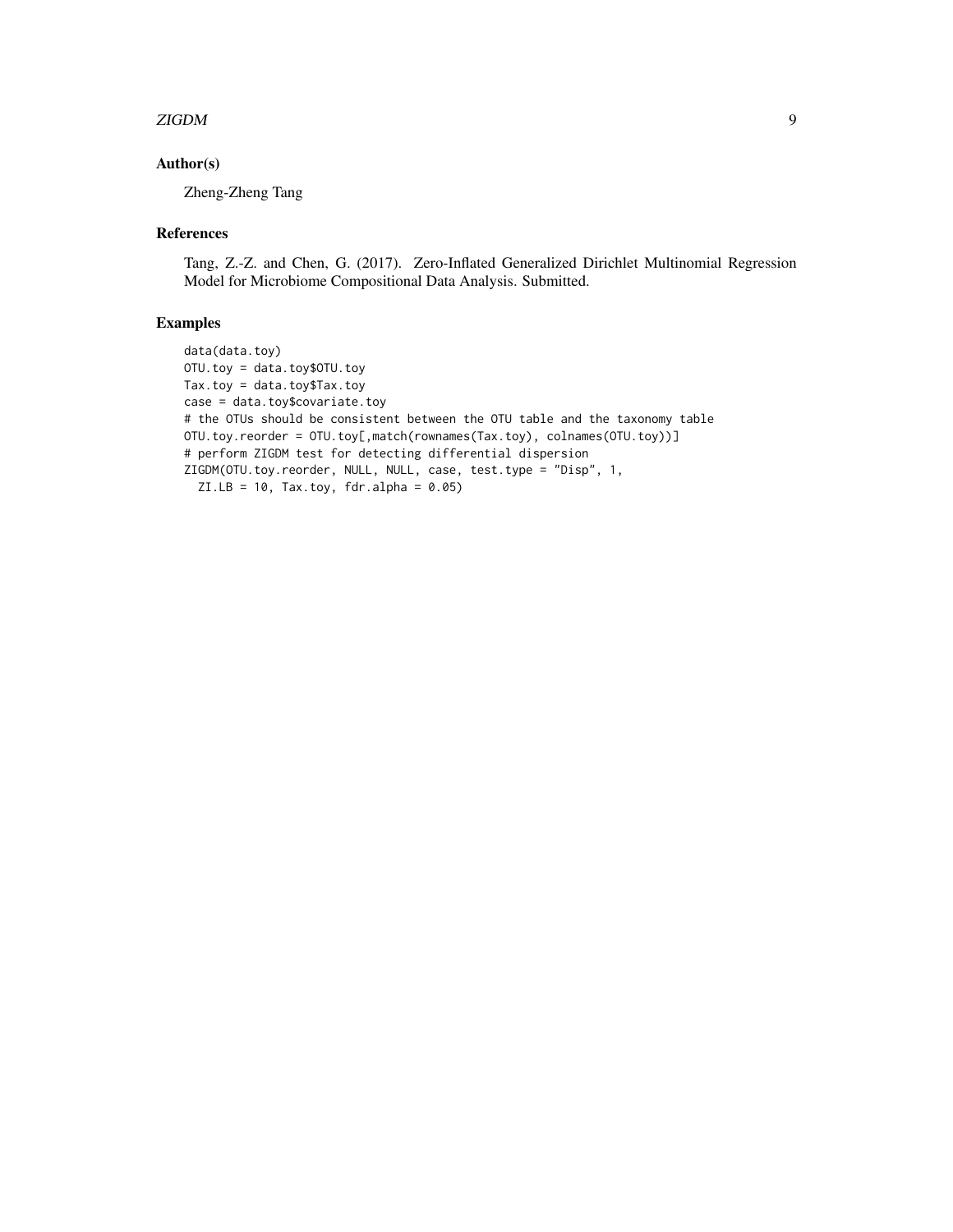## Author(s)

Zheng-Zheng Tang

## References

Tang, Z.-Z. and Chen, G. (2017). Zero-Inflated Generalized Dirichlet Multinomial Regression Model for Microbiome Compositional Data Analysis. Submitted.

## Examples

```
data(data.toy)
OTU.toy = data.toy$OTU.toy
Tax.toy = data.toy$Tax.toy
case = data.toy$covariate.toy
# the OTUs should be consistent between the OTU table and the taxonomy table
OTU.toy.reorder = OTU.toy[,match(rownames(Tax.toy), colnames(OTU.toy))]
# perform ZIGDM test for detecting differential dispersion
ZIGDM(OTU.toy.reorder, NULL, NULL, case, test.type = "Disp", 1,
  ZI.LB = 10, Tax.toy, fdr.alpha = 0.05)
```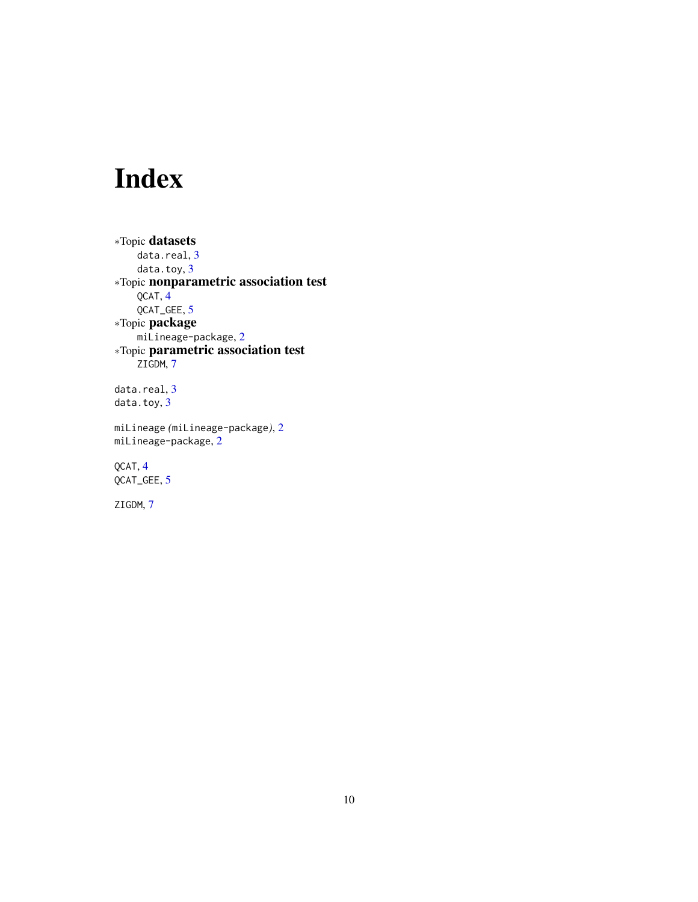# Index

∗Topic **datasets**
    data.real, 3
    data.toy, 3
∗Topic **nonparametric association test**
    QCAT, 4
    QCAT_GEE, 5
∗Topic **package**
    miLineage-package, 2
∗Topic **parametric association test**
    ZIGDM, 7

data.real, 3
data.toy, 3

miLineage (miLineage-package), 2
miLineage-package, 2

QCAT, 4
QCAT_GEE, 5

ZIGDM, 7